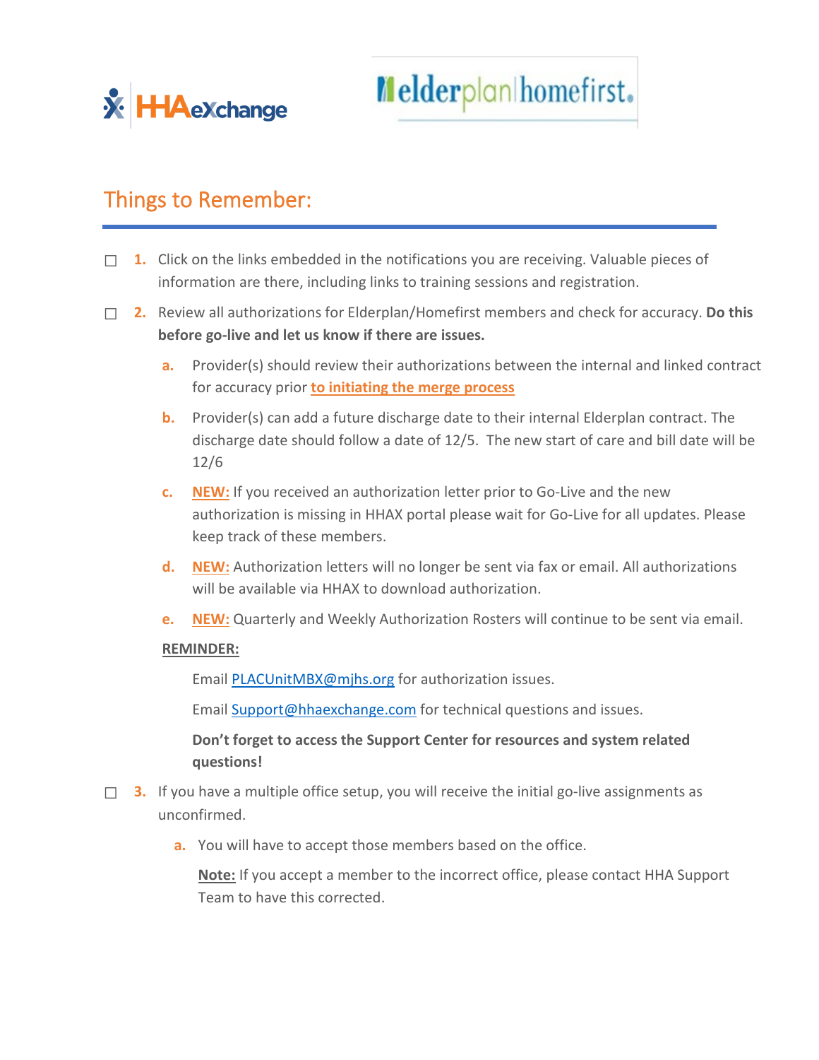# Things to Remember:

- ☐ **1.** Click on the links embedded in the notifications you are receiving. Valuable pieces of information are there, including links to training sessions and registration.

- ☐ **2.** Review all authorizations for Elderplan/Homefirst members and check for accuracy. **Do this before go-live and let us know if there are issues.**

  a. Provider(s) should review their authorizations between the internal and linked contract for accuracy prior **to initiating the merge process**

  b. Provider(s) can add a future discharge date to their internal Elderplan contract. The discharge date should follow a date of 12/5. The new start of care and bill date will be 12/6

  c. **NEW:** If you received an authorization letter prior to Go-Live and the new authorization is missing in HHAX portal please wait for Go-Live for all updates. Please keep track of these members.

  d. **NEW:** Authorization letters will no longer be sent via fax or email. All authorizations will be available via HHAX to download authorization.

  e. **NEW:** Quarterly and Weekly Authorization Rosters will continue to be sent via email.

  **REMINDER:**

  Email PLACUnitMBX@mjhs.org for authorization issues.

  Email Support@hhaexchange.com for technical questions and issues.

  **Don't forget to access the Support Center for resources and system related questions!**

- ☐ **3.** If you have a multiple office setup, you will receive the initial go-live assignments as unconfirmed.

  a. You will have to accept those members based on the office.

  **Note:** If you accept a member to the incorrect office, please contact HHA Support Team to have this corrected.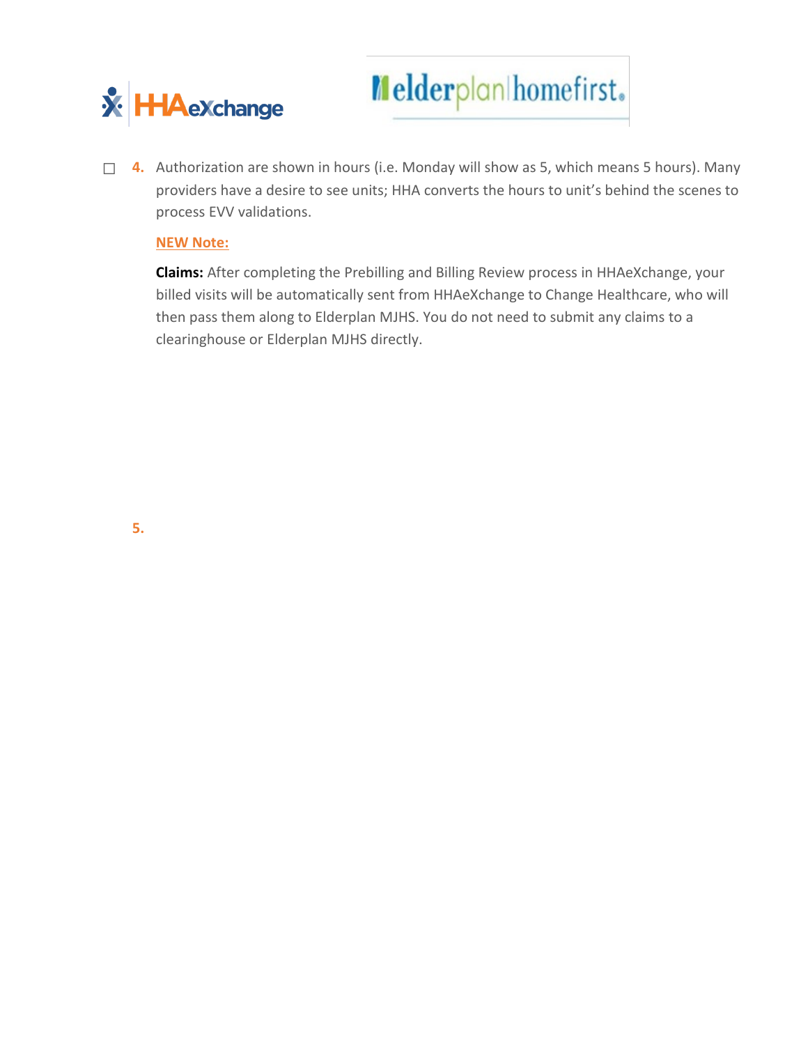☐ **4.** Authorization are shown in hours (i.e. Monday will show as 5, which means 5 hours). Many providers have a desire to see units; HHA converts the hours to unit's behind the scenes to process EVV validations.

**NEW Note:**

**Claims:** After completing the Prebilling and Billing Review process in HHAeXchange, your billed visits will be automatically sent from HHAeXchange to Change Healthcare, who will then pass them along to Elderplan MJHS. You do not need to submit any claims to a clearinghouse or Elderplan MJHS directly.

**5.**